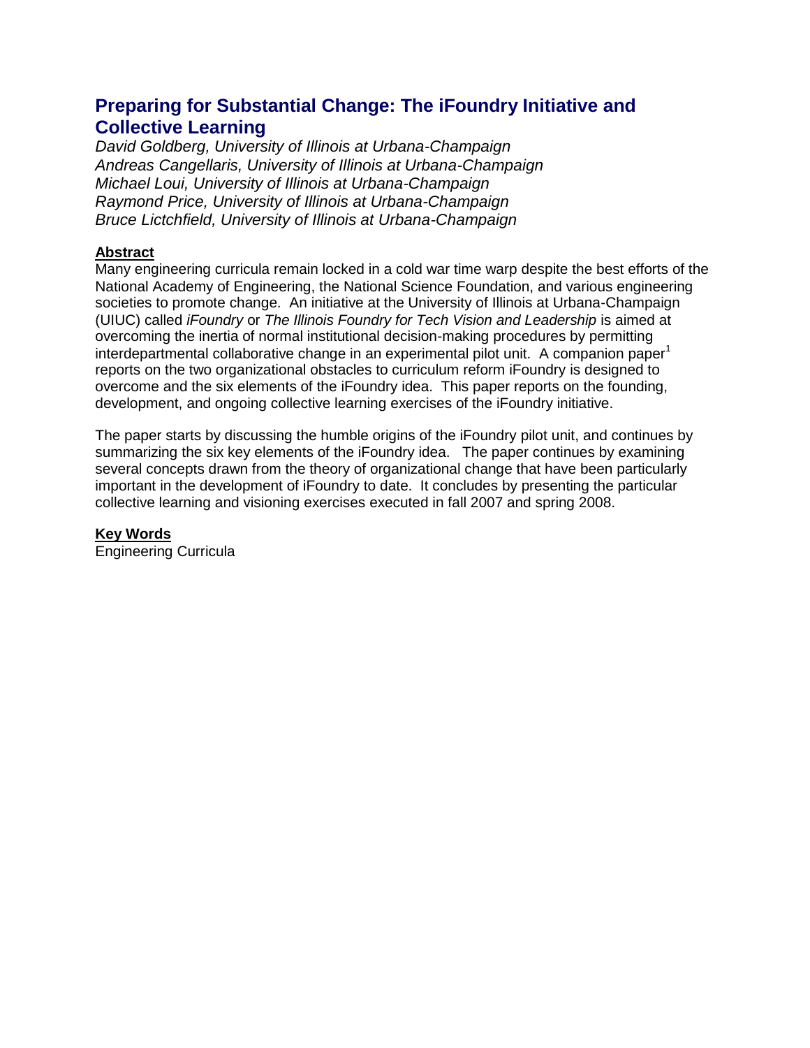# Preparing for Substantial Change: The iFoundry Initiative and Collective Learning

*David Goldberg, University of Illinois at Urbana-Champaign*
*Andreas Cangellaris, University of Illinois at Urbana-Champaign*
*Michael Loui, University of Illinois at Urbana-Champaign*
*Raymond Price, University of Illinois at Urbana-Champaign*
*Bruce Lictchfield, University of Illinois at Urbana-Champaign*

## Abstract

Many engineering curricula remain locked in a cold war time warp despite the best efforts of the National Academy of Engineering, the National Science Foundation, and various engineering societies to promote change. An initiative at the University of Illinois at Urbana-Champaign (UIUC) called *iFoundry* or *The Illinois Foundry for Tech Vision and Leadership* is aimed at overcoming the inertia of normal institutional decision-making procedures by permitting interdepartmental collaborative change in an experimental pilot unit. A companion paper[1] reports on the two organizational obstacles to curriculum reform iFoundry is designed to overcome and the six elements of the iFoundry idea. This paper reports on the founding, development, and ongoing collective learning exercises of the iFoundry initiative.

The paper starts by discussing the humble origins of the iFoundry pilot unit, and continues by summarizing the six key elements of the iFoundry idea. The paper continues by examining several concepts drawn from the theory of organizational change that have been particularly important in the development of iFoundry to date. It concludes by presenting the particular collective learning and visioning exercises executed in fall 2007 and spring 2008.

## Key Words

Engineering Curricula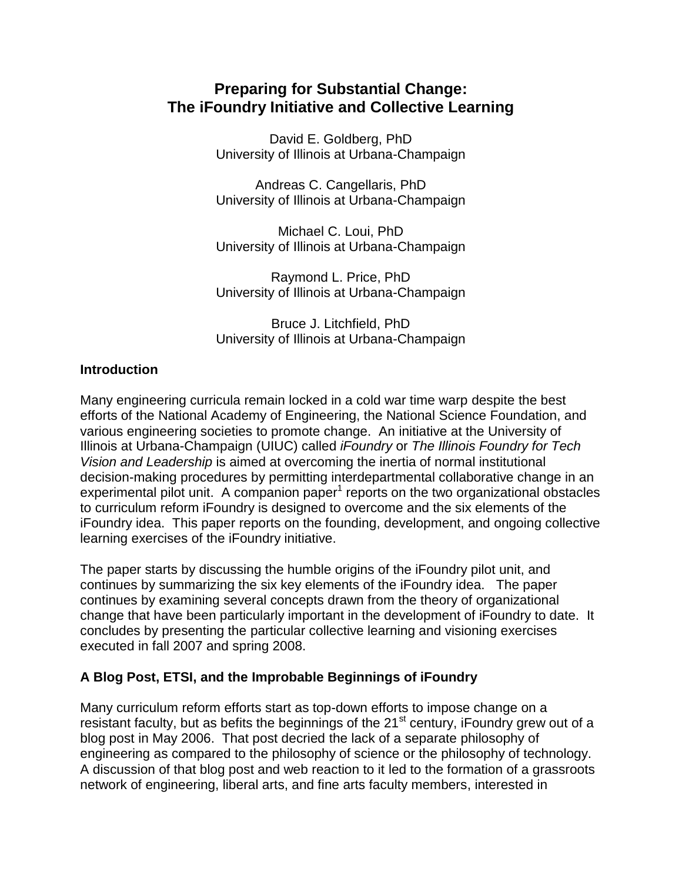# Preparing for Substantial Change: The iFoundry Initiative and Collective Learning

David E. Goldberg, PhD
University of Illinois at Urbana-Champaign

Andreas C. Cangellaris, PhD
University of Illinois at Urbana-Champaign

Michael C. Loui, PhD
University of Illinois at Urbana-Champaign

Raymond L. Price, PhD
University of Illinois at Urbana-Champaign

Bruce J. Litchfield, PhD
University of Illinois at Urbana-Champaign

## Introduction

Many engineering curricula remain locked in a cold war time warp despite the best efforts of the National Academy of Engineering, the National Science Foundation, and various engineering societies to promote change. An initiative at the University of Illinois at Urbana-Champaign (UIUC) called *iFoundry* or *The Illinois Foundry for Tech Vision and Leadership* is aimed at overcoming the inertia of normal institutional decision-making procedures by permitting interdepartmental collaborative change in an experimental pilot unit. A companion paper[1] reports on the two organizational obstacles to curriculum reform iFoundry is designed to overcome and the six elements of the iFoundry idea. This paper reports on the founding, development, and ongoing collective learning exercises of the iFoundry initiative.

The paper starts by discussing the humble origins of the iFoundry pilot unit, and continues by summarizing the six key elements of the iFoundry idea. The paper continues by examining several concepts drawn from the theory of organizational change that have been particularly important in the development of iFoundry to date. It concludes by presenting the particular collective learning and visioning exercises executed in fall 2007 and spring 2008.

## A Blog Post, ETSI, and the Improbable Beginnings of iFoundry

Many curriculum reform efforts start as top-down efforts to impose change on a resistant faculty, but as befits the beginnings of the 21st century, iFoundry grew out of a blog post in May 2006. That post decried the lack of a separate philosophy of engineering as compared to the philosophy of science or the philosophy of technology. A discussion of that blog post and web reaction to it led to the formation of a grassroots network of engineering, liberal arts, and fine arts faculty members, interested in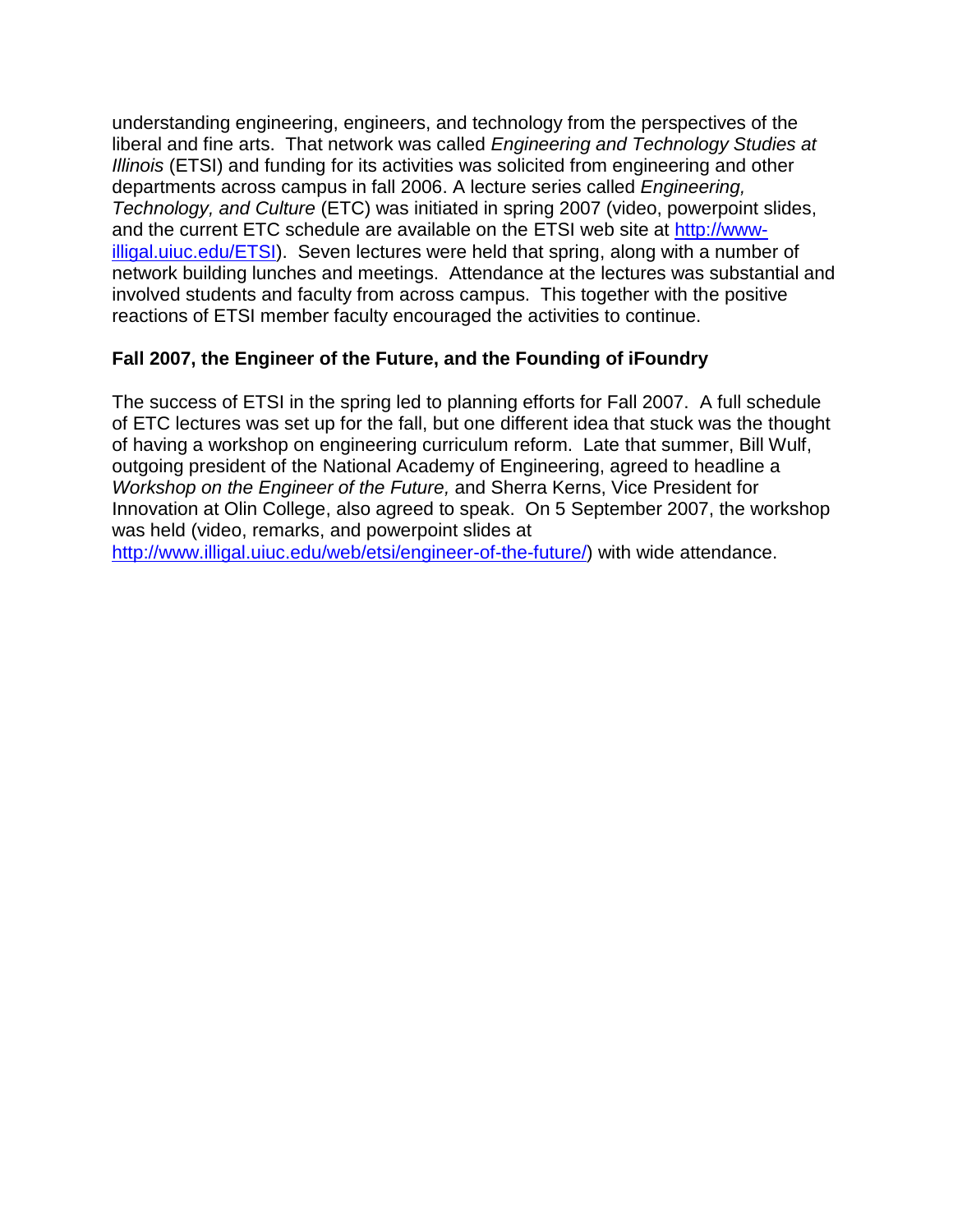understanding engineering, engineers, and technology from the perspectives of the liberal and fine arts. That network was called *Engineering and Technology Studies at Illinois* (ETSI) and funding for its activities was solicited from engineering and other departments across campus in fall 2006. A lecture series called *Engineering, Technology, and Culture* (ETC) was initiated in spring 2007 (video, powerpoint slides, and the current ETC schedule are available on the ETSI web site at [http://www-illigal.uiuc.edu/ETSI](http://www-illigal.uiuc.edu/ETSI)). Seven lectures were held that spring, along with a number of network building lunches and meetings. Attendance at the lectures was substantial and involved students and faculty from across campus. This together with the positive reactions of ETSI member faculty encouraged the activities to continue.

### Fall 2007, the Engineer of the Future, and the Founding of iFoundry

The success of ETSI in the spring led to planning efforts for Fall 2007. A full schedule of ETC lectures was set up for the fall, but one different idea that stuck was the thought of having a workshop on engineering curriculum reform. Late that summer, Bill Wulf, outgoing president of the National Academy of Engineering, agreed to headline a *Workshop on the Engineer of the Future,* and Sherra Kerns, Vice President for Innovation at Olin College, also agreed to speak. On 5 September 2007, the workshop was held (video, remarks, and powerpoint slides at [http://www.illigal.uiuc.edu/web/etsi/engineer-of-the-future/](http://www.illigal.uiuc.edu/web/etsi/engineer-of-the-future/)) with wide attendance.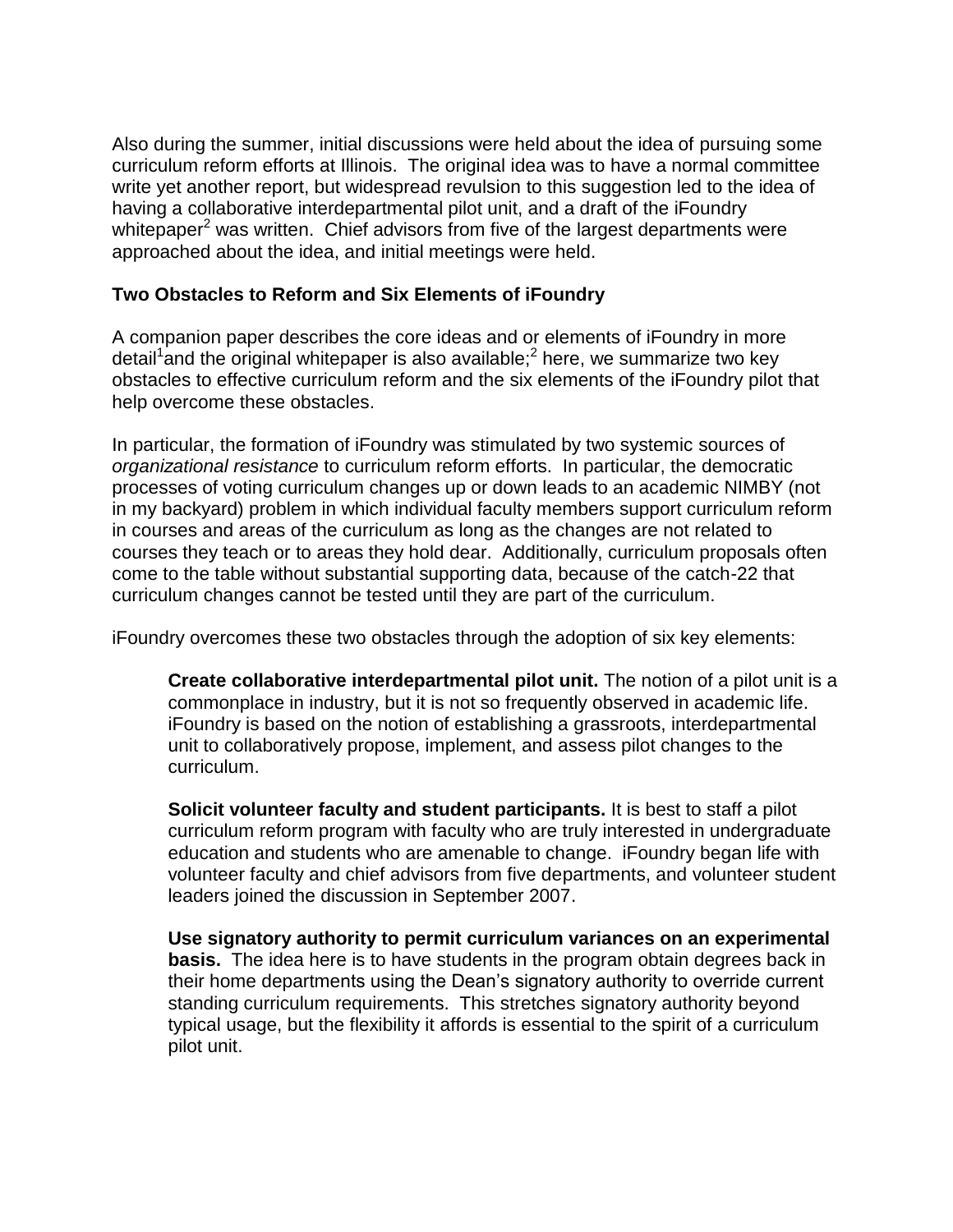Also during the summer, initial discussions were held about the idea of pursuing some curriculum reform efforts at Illinois. The original idea was to have a normal committee write yet another report, but widespread revulsion to this suggestion led to the idea of having a collaborative interdepartmental pilot unit, and a draft of the iFoundry whitepaper[2] was written. Chief advisors from five of the largest departments were approached about the idea, and initial meetings were held.

## Two Obstacles to Reform and Six Elements of iFoundry

A companion paper describes the core ideas and or elements of iFoundry in more detail[1] and the original whitepaper is also available;[2] here, we summarize two key obstacles to effective curriculum reform and the six elements of the iFoundry pilot that help overcome these obstacles.

In particular, the formation of iFoundry was stimulated by two systemic sources of *organizational resistance* to curriculum reform efforts. In particular, the democratic processes of voting curriculum changes up or down leads to an academic NIMBY (not in my backyard) problem in which individual faculty members support curriculum reform in courses and areas of the curriculum as long as the changes are not related to courses they teach or to areas they hold dear. Additionally, curriculum proposals often come to the table without substantial supporting data, because of the catch-22 that curriculum changes cannot be tested until they are part of the curriculum.

iFoundry overcomes these two obstacles through the adoption of six key elements:

**Create collaborative interdepartmental pilot unit.** The notion of a pilot unit is a commonplace in industry, but it is not so frequently observed in academic life. iFoundry is based on the notion of establishing a grassroots, interdepartmental unit to collaboratively propose, implement, and assess pilot changes to the curriculum.

**Solicit volunteer faculty and student participants.** It is best to staff a pilot curriculum reform program with faculty who are truly interested in undergraduate education and students who are amenable to change. iFoundry began life with volunteer faculty and chief advisors from five departments, and volunteer student leaders joined the discussion in September 2007.

**Use signatory authority to permit curriculum variances on an experimental basis.** The idea here is to have students in the program obtain degrees back in their home departments using the Dean's signatory authority to override current standing curriculum requirements. This stretches signatory authority beyond typical usage, but the flexibility it affords is essential to the spirit of a curriculum pilot unit.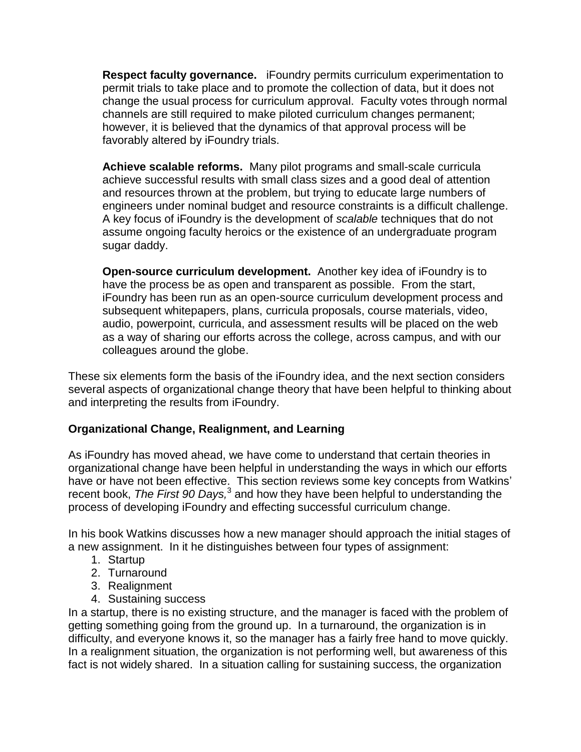**Respect faculty governance.** iFoundry permits curriculum experimentation to permit trials to take place and to promote the collection of data, but it does not change the usual process for curriculum approval. Faculty votes through normal channels are still required to make piloted curriculum changes permanent; however, it is believed that the dynamics of that approval process will be favorably altered by iFoundry trials.

**Achieve scalable reforms.** Many pilot programs and small-scale curricula achieve successful results with small class sizes and a good deal of attention and resources thrown at the problem, but trying to educate large numbers of engineers under nominal budget and resource constraints is a difficult challenge. A key focus of iFoundry is the development of *scalable* techniques that do not assume ongoing faculty heroics or the existence of an undergraduate program sugar daddy.

**Open-source curriculum development.** Another key idea of iFoundry is to have the process be as open and transparent as possible. From the start, iFoundry has been run as an open-source curriculum development process and subsequent whitepapers, plans, curricula proposals, course materials, video, audio, powerpoint, curricula, and assessment results will be placed on the web as a way of sharing our efforts across the college, across campus, and with our colleagues around the globe.

These six elements form the basis of the iFoundry idea, and the next section considers several aspects of organizational change theory that have been helpful to thinking about and interpreting the results from iFoundry.

**Organizational Change, Realignment, and Learning**

As iFoundry has moved ahead, we have come to understand that certain theories in organizational change have been helpful in understanding the ways in which our efforts have or have not been effective. This section reviews some key concepts from Watkins' recent book, *The First 90 Days,*[3] and how they have been helpful to understanding the process of developing iFoundry and effecting successful curriculum change.

In his book Watkins discusses how a new manager should approach the initial stages of a new assignment. In it he distinguishes between four types of assignment:

1. Startup
2. Turnaround
3. Realignment
4. Sustaining success

In a startup, there is no existing structure, and the manager is faced with the problem of getting something going from the ground up. In a turnaround, the organization is in difficulty, and everyone knows it, so the manager has a fairly free hand to move quickly. In a realignment situation, the organization is not performing well, but awareness of this fact is not widely shared. In a situation calling for sustaining success, the organization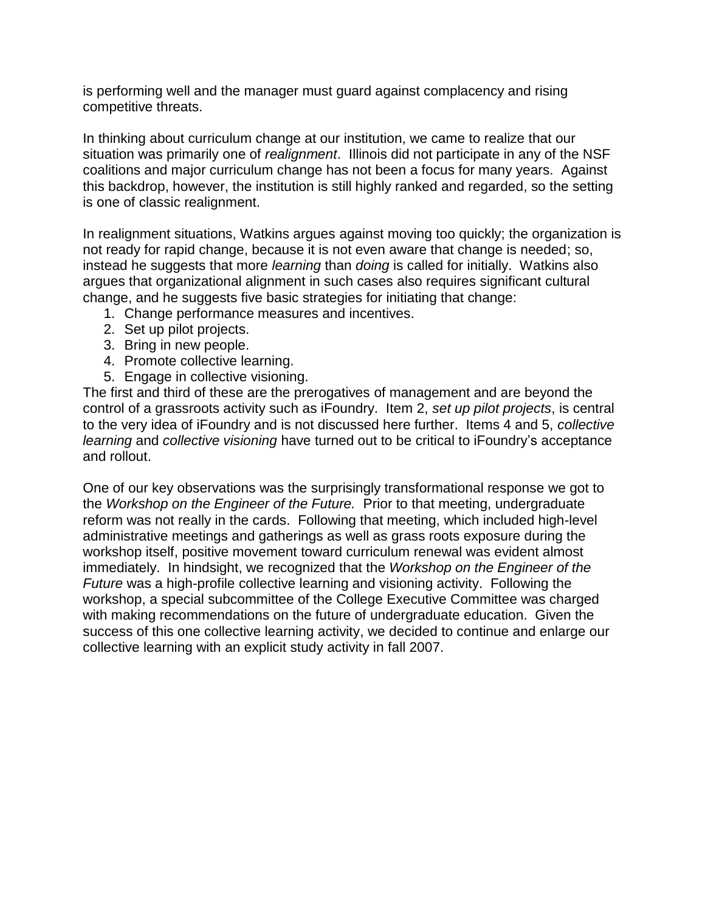is performing well and the manager must guard against complacency and rising competitive threats.

In thinking about curriculum change at our institution, we came to realize that our situation was primarily one of *realignment*. Illinois did not participate in any of the NSF coalitions and major curriculum change has not been a focus for many years. Against this backdrop, however, the institution is still highly ranked and regarded, so the setting is one of classic realignment.

In realignment situations, Watkins argues against moving too quickly; the organization is not ready for rapid change, because it is not even aware that change is needed; so, instead he suggests that more *learning* than *doing* is called for initially. Watkins also argues that organizational alignment in such cases also requires significant cultural change, and he suggests five basic strategies for initiating that change:

1. Change performance measures and incentives.
2. Set up pilot projects.
3. Bring in new people.
4. Promote collective learning.
5. Engage in collective visioning.

The first and third of these are the prerogatives of management and are beyond the control of a grassroots activity such as iFoundry. Item 2, *set up pilot projects*, is central to the very idea of iFoundry and is not discussed here further. Items 4 and 5, *collective learning* and *collective visioning* have turned out to be critical to iFoundry's acceptance and rollout.

One of our key observations was the surprisingly transformational response we got to the *Workshop on the Engineer of the Future.* Prior to that meeting, undergraduate reform was not really in the cards. Following that meeting, which included high-level administrative meetings and gatherings as well as grass roots exposure during the workshop itself, positive movement toward curriculum renewal was evident almost immediately. In hindsight, we recognized that the *Workshop on the Engineer of the Future* was a high-profile collective learning and visioning activity. Following the workshop, a special subcommittee of the College Executive Committee was charged with making recommendations on the future of undergraduate education. Given the success of this one collective learning activity, we decided to continue and enlarge our collective learning with an explicit study activity in fall 2007.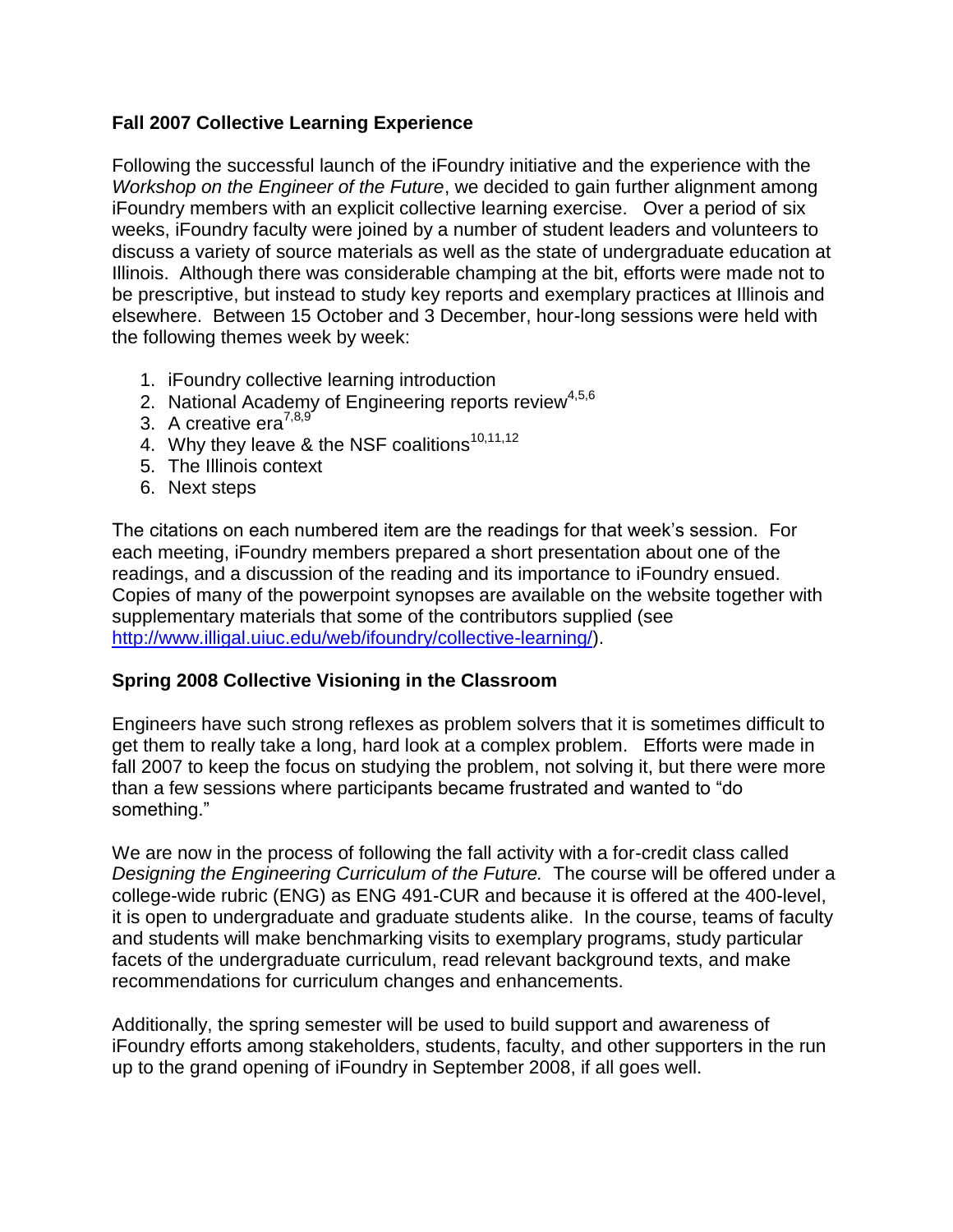## Fall 2007 Collective Learning Experience

Following the successful launch of the iFoundry initiative and the experience with the *Workshop on the Engineer of the Future*, we decided to gain further alignment among iFoundry members with an explicit collective learning exercise. Over a period of six weeks, iFoundry faculty were joined by a number of student leaders and volunteers to discuss a variety of source materials as well as the state of undergraduate education at Illinois. Although there was considerable champing at the bit, efforts were made not to be prescriptive, but instead to study key reports and exemplary practices at Illinois and elsewhere. Between 15 October and 3 December, hour-long sessions were held with the following themes week by week:

1. iFoundry collective learning introduction
2. National Academy of Engineering reports review[4,5,6]
3. A creative era[7,8,9]
4. Why they leave & the NSF coalitions[10,11,12]
5. The Illinois context
6. Next steps

The citations on each numbered item are the readings for that week's session. For each meeting, iFoundry members prepared a short presentation about one of the readings, and a discussion of the reading and its importance to iFoundry ensued. Copies of many of the powerpoint synopses are available on the website together with supplementary materials that some of the contributors supplied (see http://www.illigal.uiuc.edu/web/ifoundry/collective-learning/).

## Spring 2008 Collective Visioning in the Classroom

Engineers have such strong reflexes as problem solvers that it is sometimes difficult to get them to really take a long, hard look at a complex problem. Efforts were made in fall 2007 to keep the focus on studying the problem, not solving it, but there were more than a few sessions where participants became frustrated and wanted to "do something."

We are now in the process of following the fall activity with a for-credit class called *Designing the Engineering Curriculum of the Future.* The course will be offered under a college-wide rubric (ENG) as ENG 491-CUR and because it is offered at the 400-level, it is open to undergraduate and graduate students alike. In the course, teams of faculty and students will make benchmarking visits to exemplary programs, study particular facets of the undergraduate curriculum, read relevant background texts, and make recommendations for curriculum changes and enhancements.

Additionally, the spring semester will be used to build support and awareness of iFoundry efforts among stakeholders, students, faculty, and other supporters in the run up to the grand opening of iFoundry in September 2008, if all goes well.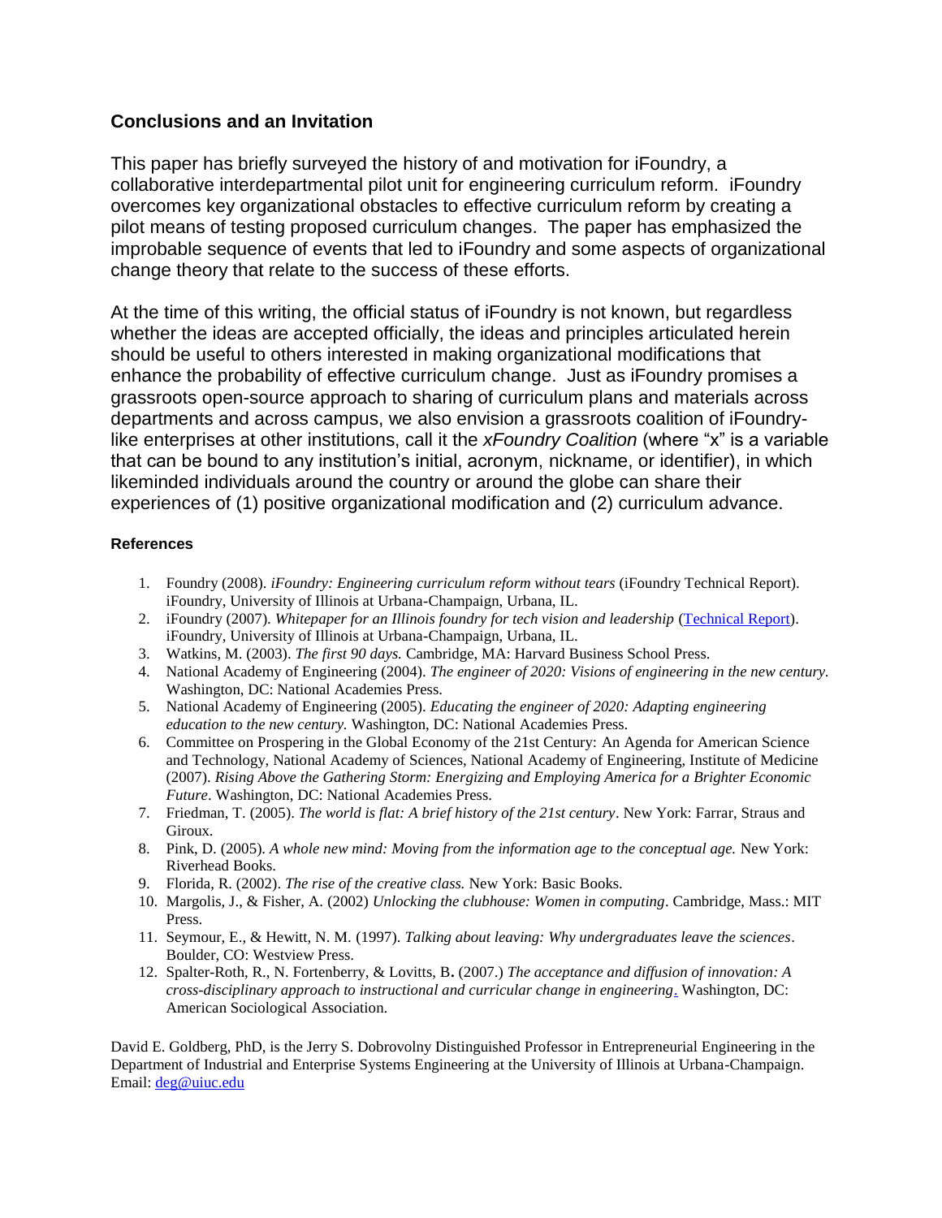## Conclusions and an Invitation

This paper has briefly surveyed the history of and motivation for iFoundry, a collaborative interdepartmental pilot unit for engineering curriculum reform. iFoundry overcomes key organizational obstacles to effective curriculum reform by creating a pilot means of testing proposed curriculum changes. The paper has emphasized the improbable sequence of events that led to iFoundry and some aspects of organizational change theory that relate to the success of these efforts.

At the time of this writing, the official status of iFoundry is not known, but regardless whether the ideas are accepted officially, the ideas and principles articulated herein should be useful to others interested in making organizational modifications that enhance the probability of effective curriculum change. Just as iFoundry promises a grassroots open-source approach to sharing of curriculum plans and materials across departments and across campus, we also envision a grassroots coalition of iFoundry-like enterprises at other institutions, call it the *xFoundry Coalition* (where "x" is a variable that can be bound to any institution's initial, acronym, nickname, or identifier), in which likeminded individuals around the country or around the globe can share their experiences of (1) positive organizational modification and (2) curriculum advance.

#### References

1. Foundry (2008). *iFoundry: Engineering curriculum reform without tears* (iFoundry Technical Report). iFoundry, University of Illinois at Urbana-Champaign, Urbana, IL.
2. iFoundry (2007). *Whitepaper for an Illinois foundry for tech vision and leadership* (Technical Report). iFoundry, University of Illinois at Urbana-Champaign, Urbana, IL.
3. Watkins, M. (2003). *The first 90 days.* Cambridge, MA: Harvard Business School Press.
4. National Academy of Engineering (2004). *The engineer of 2020: Visions of engineering in the new century.* Washington, DC: National Academies Press.
5. National Academy of Engineering (2005). *Educating the engineer of 2020: Adapting engineering education to the new century.* Washington, DC: National Academies Press.
6. Committee on Prospering in the Global Economy of the 21st Century: An Agenda for American Science and Technology, National Academy of Sciences, National Academy of Engineering, Institute of Medicine (2007). *Rising Above the Gathering Storm: Energizing and Employing America for a Brighter Economic Future*. Washington, DC: National Academies Press.
7. Friedman, T. (2005). *The world is flat: A brief history of the 21st century*. New York: Farrar, Straus and Giroux.
8. Pink, D. (2005). *A whole new mind: Moving from the information age to the conceptual age.* New York: Riverhead Books.
9. Florida, R. (2002). *The rise of the creative class.* New York: Basic Books.
10. Margolis, J., & Fisher, A. (2002) *Unlocking the clubhouse: Women in computing*. Cambridge, Mass.: MIT Press.
11. Seymour, E., & Hewitt, N. M. (1997). *Talking about leaving: Why undergraduates leave the sciences*. Boulder, CO: Westview Press.
12. Spalter-Roth, R., N. Fortenberry, & Lovitts, B**.** (2007.) *The acceptance and diffusion of innovation: A cross-disciplinary approach to instructional and curricular change in engineering*. Washington, DC: American Sociological Association.

David E. Goldberg, PhD, is the Jerry S. Dobrovolny Distinguished Professor in Entrepreneurial Engineering in the Department of Industrial and Enterprise Systems Engineering at the University of Illinois at Urbana-Champaign. Email: deg@uiuc.edu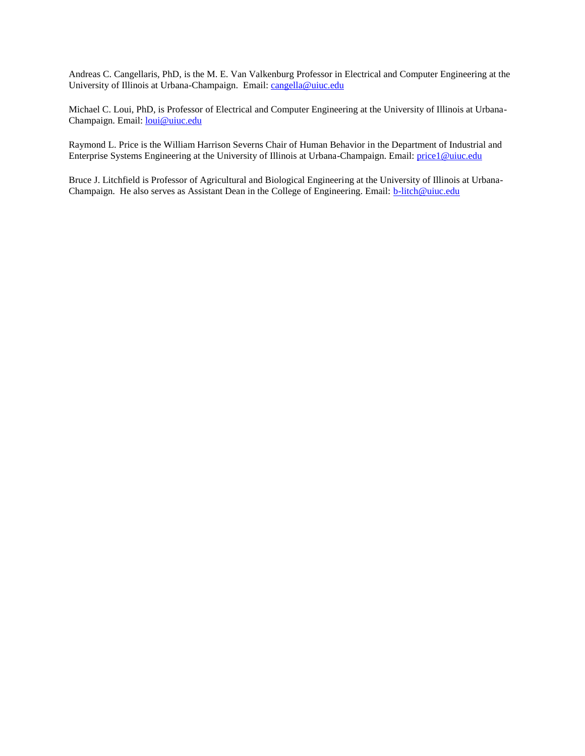Andreas C. Cangellaris, PhD, is the M. E. Van Valkenburg Professor in Electrical and Computer Engineering at the University of Illinois at Urbana-Champaign. Email: cangella@uiuc.edu

Michael C. Loui, PhD, is Professor of Electrical and Computer Engineering at the University of Illinois at Urbana-Champaign. Email: loui@uiuc.edu

Raymond L. Price is the William Harrison Severns Chair of Human Behavior in the Department of Industrial and Enterprise Systems Engineering at the University of Illinois at Urbana-Champaign. Email: price1@uiuc.edu

Bruce J. Litchfield is Professor of Agricultural and Biological Engineering at the University of Illinois at Urbana-Champaign. He also serves as Assistant Dean in the College of Engineering. Email: b-litch@uiuc.edu